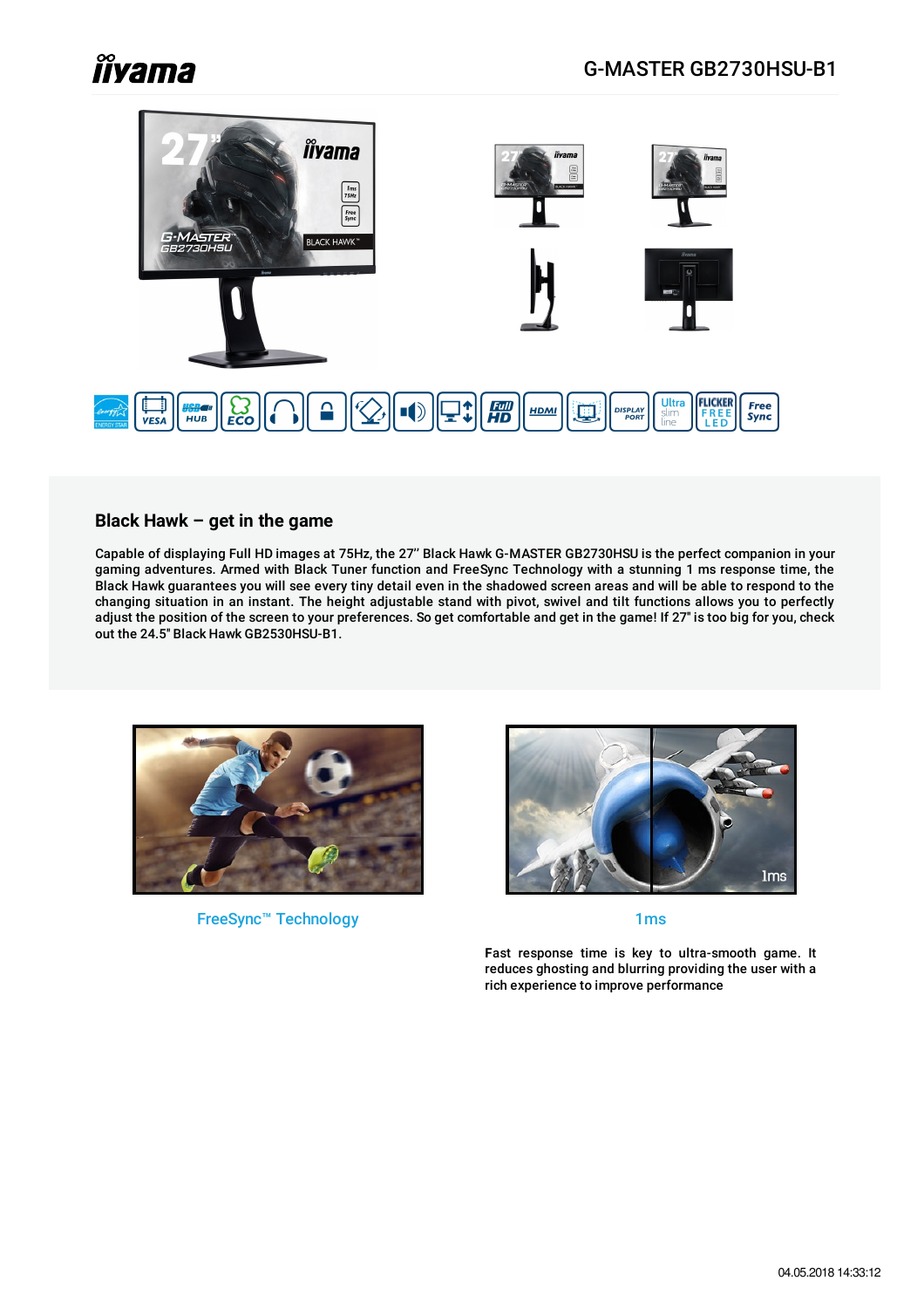# iiyama

## G-MASTER GB2730HSU-B1

### Black Hawk – get in the game

Capable of displaying Full HD images at 75Hz, the 27" Black Hawk G-MASTER GB2730HSU is the perfect companion in your gaming adventures. Armed with Black Tuner function and FreeSync Technology with a stunning 1 ms response time, the Black Hawk guarantees you will see every tiny detail even in the shadowed screen areas and will be able to respond to the changing situation in an instant. The height adjustable stand with pivot, swivel and tilt functions allows you to perfectly adjust the position of the screen to your preferences. So get comfortable and get in the game! If 27" is too big for you, check out the 24.5" Black Hawk GB2530HSU-B1.

FreeSync™ Technology

1ms

Fast response time is key to ultra-smooth game. It reduces ghosting and blurring providing the user with a rich experience to improve performance

04.05.2018 14:33:12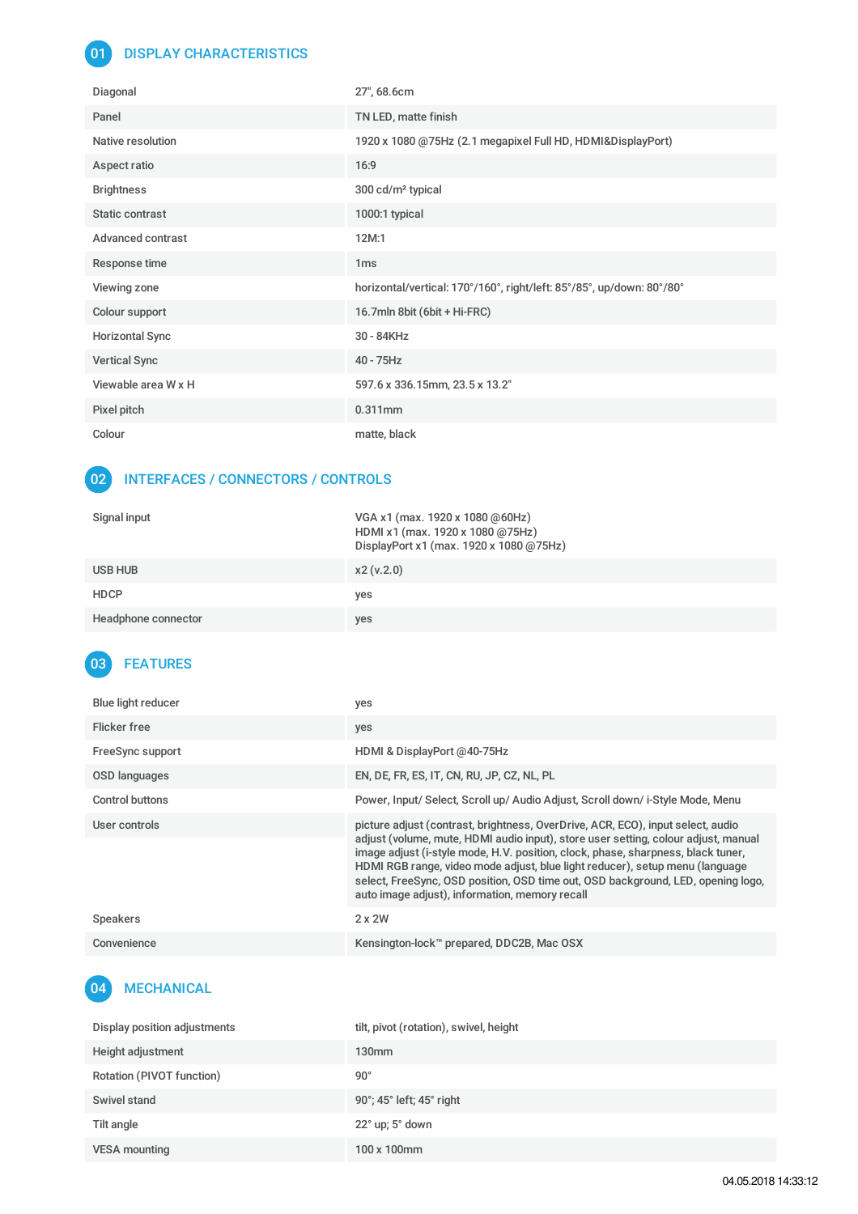## 01 DISPLAY CHARACTERISTICS

| | |
|---|---|
| Diagonal | 27", 68.6cm |
| Panel | TN LED, matte finish |
| Native resolution | 1920 x 1080 @75Hz (2.1 megapixel Full HD, HDMI&DisplayPort) |
| Aspect ratio | 16:9 |
| Brightness | 300 cd/m² typical |
| Static contrast | 1000:1 typical |
| Advanced contrast | 12M:1 |
| Response time | 1ms |
| Viewing zone | horizontal/vertical: 170°/160°, right/left: 85°/85°, up/down: 80°/80° |
| Colour support | 16.7mln 8bit (6bit + Hi-FRC) |
| Horizontal Sync | 30 - 84KHz |
| Vertical Sync | 40 - 75Hz |
| Viewable area W x H | 597.6 x 336.15mm, 23.5 x 13.2" |
| Pixel pitch | 0.311mm |
| Colour | matte, black |

## 02 INTERFACES / CONNECTORS / CONTROLS

| | |
|---|---|
| Signal input | VGA x1 (max. 1920 x 1080 @60Hz)<br>HDMI x1 (max. 1920 x 1080 @75Hz)<br>DisplayPort x1 (max. 1920 x 1080 @75Hz) |
| USB HUB | x2 (v.2.0) |
| HDCP | yes |
| Headphone connector | yes |

## 03 FEATURES

| | |
|---|---|
| Blue light reducer | yes |
| Flicker free | yes |
| FreeSync support | HDMI & DisplayPort @40-75Hz |
| OSD languages | EN, DE, FR, ES, IT, CN, RU, JP, CZ, NL, PL |
| Control buttons | Power, Input/ Select, Scroll up/ Audio Adjust, Scroll down/ i-Style Mode, Menu |
| User controls | picture adjust (contrast, brightness, OverDrive, ACR, ECO), input select, audio adjust (volume, mute, HDMI audio input), store user setting, colour adjust, manual image adjust (i-style mode, H.V. position, clock, phase, sharpness, black tuner, HDMI RGB range, video mode adjust, blue light reducer), setup menu (language select, FreeSync, OSD position, OSD time out, OSD background, LED, opening logo, auto image adjust), information, memory recall |
| Speakers | 2 x 2W |
| Convenience | Kensington-lock™ prepared, DDC2B, Mac OSX |

## 04 MECHANICAL

| | |
|---|---|
| Display position adjustments | tilt, pivot (rotation), swivel, height |
| Height adjustment | 130mm |
| Rotation (PIVOT function) | 90° |
| Swivel stand | 90°; 45° left; 45° right |
| Tilt angle | 22° up; 5° down |
| VESA mounting | 100 x 100mm |

04.05.2018 14:33:12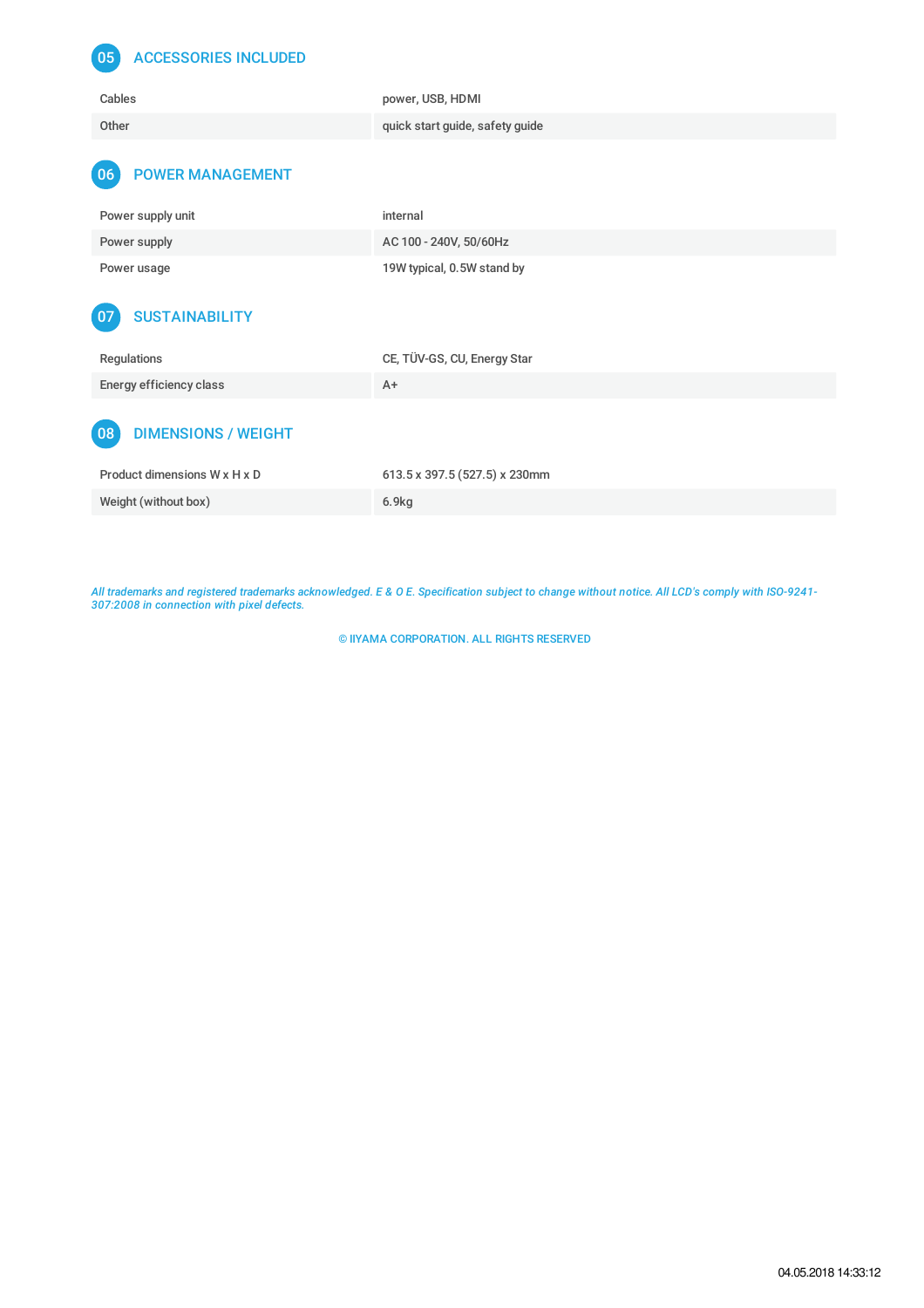## 05 ACCESSORIES INCLUDED

| | |
|---|---|
| Cables | power, USB, HDMI |
| Other | quick start guide, safety guide |

## 06 POWER MANAGEMENT

| | |
|---|---|
| Power supply unit | internal |
| Power supply | AC 100 - 240V, 50/60Hz |
| Power usage | 19W typical, 0.5W stand by |

## 07 SUSTAINABILITY

| | |
|---|---|
| Regulations | CE, TÜV-GS, CU, Energy Star |
| Energy efficiency class | A+ |

## 08 DIMENSIONS / WEIGHT

| | |
|---|---|
| Product dimensions W x H x D | 613.5 x 397.5 (527.5) x 230mm |
| Weight (without box) | 6.9kg |

*All trademarks and registered trademarks acknowledged. E & O E. Specification subject to change without notice. All LCD's comply with ISO-9241-307:2008 in connection with pixel defects.*

© IIYAMA CORPORATION. ALL RIGHTS RESERVED

04.05.2018 14:33:12